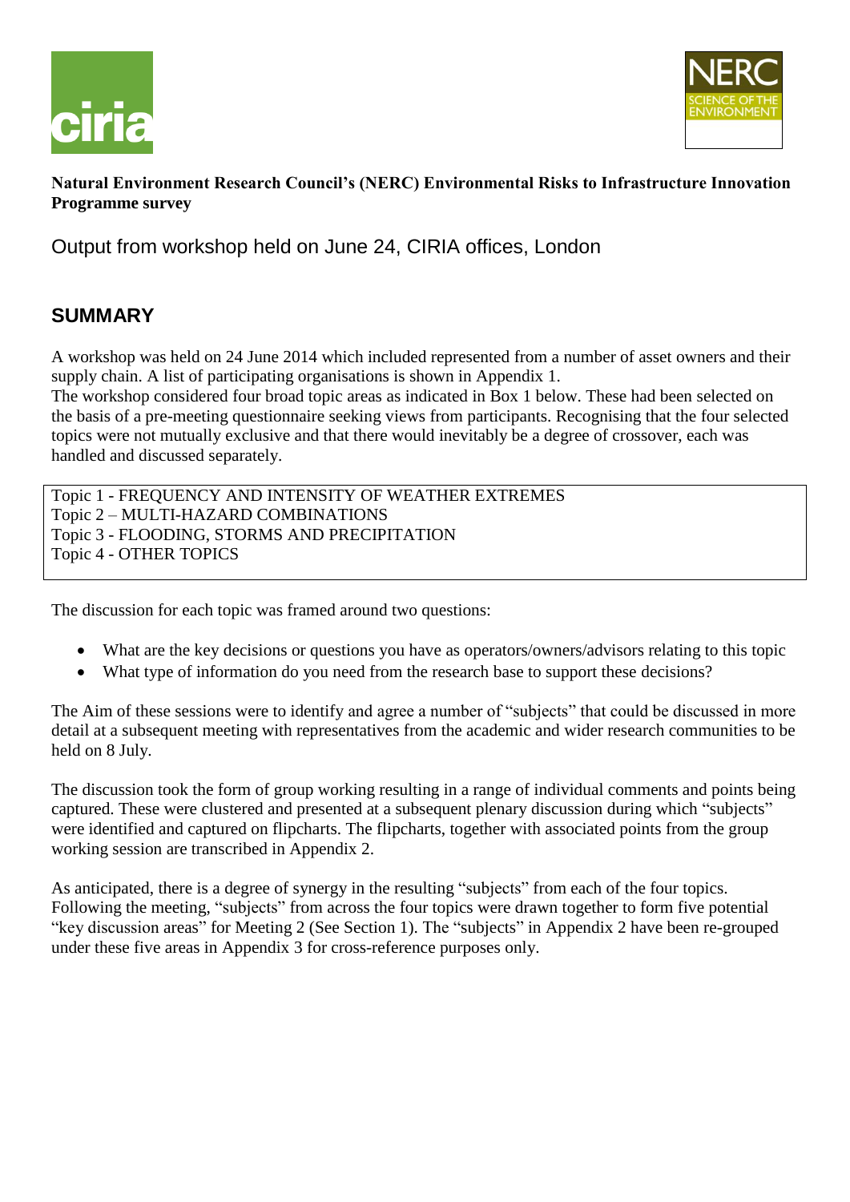**Natural Environment Research Council's (NERC) Environmental Risks to Infrastructure Innovation Programme survey**

Output from workshop held on June 24, CIRIA offices, London

## SUMMARY

A workshop was held on 24 June 2014 which included represented from a number of asset owners and their supply chain. A list of participating organisations is shown in Appendix 1.
The workshop considered four broad topic areas as indicated in Box 1 below. These had been selected on the basis of a pre-meeting questionnaire seeking views from participants. Recognising that the four selected topics were not mutually exclusive and that there would inevitably be a degree of crossover, each was handled and discussed separately.

Topic 1 - FREQUENCY AND INTENSITY OF WEATHER EXTREMES
Topic 2 – MULTI-HAZARD COMBINATIONS
Topic 3 - FLOODING, STORMS AND PRECIPITATION
Topic 4 - OTHER TOPICS

The discussion for each topic was framed around two questions:

- What are the key decisions or questions you have as operators/owners/advisors relating to this topic
- What type of information do you need from the research base to support these decisions?

The Aim of these sessions were to identify and agree a number of "subjects" that could be discussed in more detail at a subsequent meeting with representatives from the academic and wider research communities to be held on 8 July.

The discussion took the form of group working resulting in a range of individual comments and points being captured. These were clustered and presented at a subsequent plenary discussion during which "subjects" were identified and captured on flipcharts. The flipcharts, together with associated points from the group working session are transcribed in Appendix 2.

As anticipated, there is a degree of synergy in the resulting "subjects" from each of the four topics. Following the meeting, "subjects" from across the four topics were drawn together to form five potential "key discussion areas" for Meeting 2 (See Section 1). The "subjects" in Appendix 2 have been re-grouped under these five areas in Appendix 3 for cross-reference purposes only.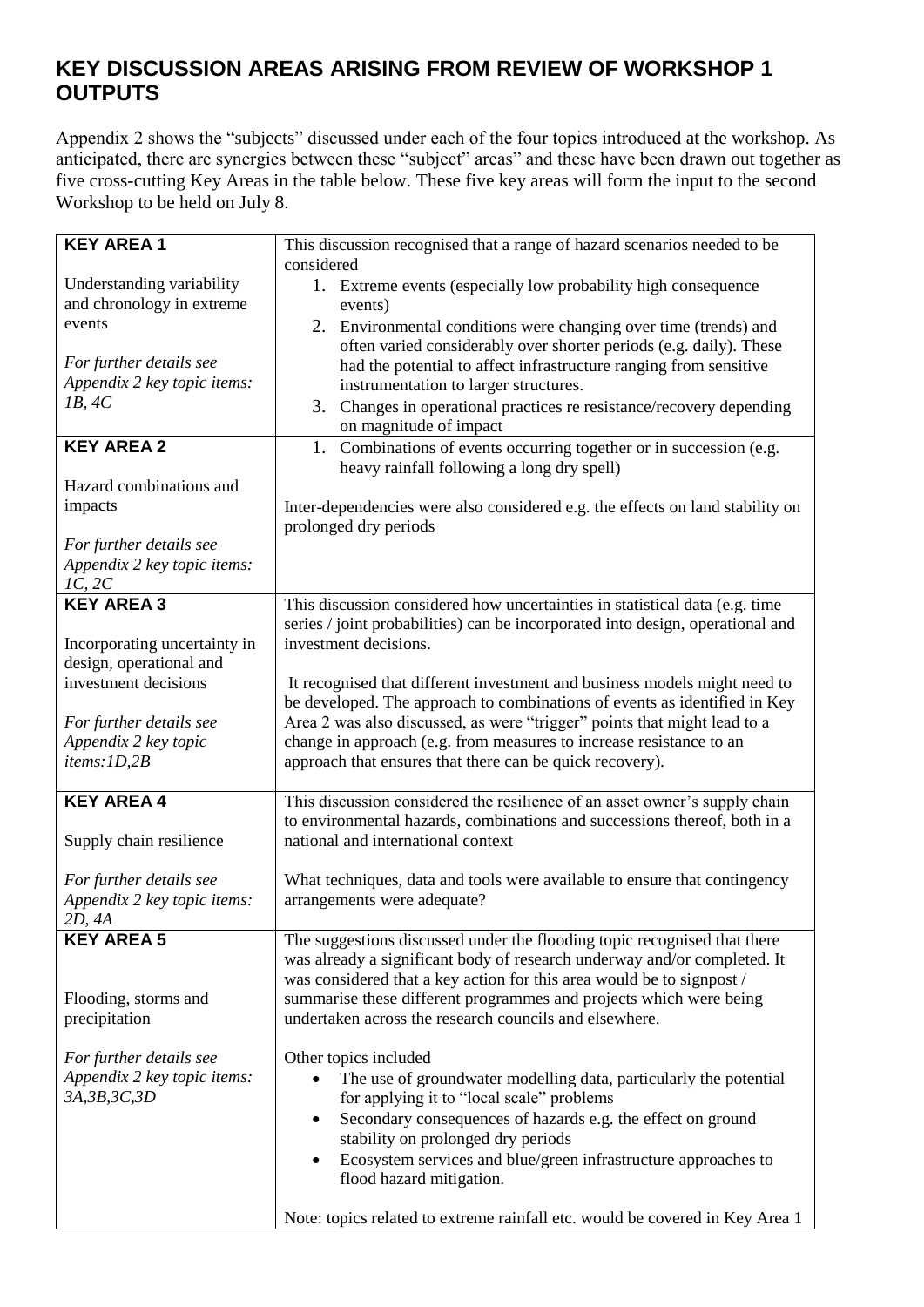## KEY DISCUSSION AREAS ARISING FROM REVIEW OF WORKSHOP 1 OUTPUTS

Appendix 2 shows the "subjects" discussed under each of the four topics introduced at the workshop. As anticipated, there are synergies between these "subject" areas" and these have been drawn out together as five cross-cutting Key Areas in the table below. These five key areas will form the input to the second Workshop to be held on July 8.

| | |
|---|---|
| **KEY AREA 1**<br><br>Understanding variability and chronology in extreme events<br><br>*For further details see Appendix 2 key topic items: 1B, 4C* | This discussion recognised that a range of hazard scenarios needed to be considered<br>1. Extreme events (especially low probability high consequence events)<br>2. Environmental conditions were changing over time (trends) and often varied considerably over shorter periods (e.g. daily). These had the potential to affect infrastructure ranging from sensitive instrumentation to larger structures.<br>3. Changes in operational practices re resistance/recovery depending on magnitude of impact |
| **KEY AREA 2**<br><br>Hazard combinations and impacts<br><br>*For further details see Appendix 2 key topic items: 1C, 2C* | 1. Combinations of events occurring together or in succession (e.g. heavy rainfall following a long dry spell)<br><br>Inter-dependencies were also considered e.g. the effects on land stability on prolonged dry periods |
| **KEY AREA 3**<br><br>Incorporating uncertainty in design, operational and investment decisions<br><br>*For further details see Appendix 2 key topic items:1D,2B* | This discussion considered how uncertainties in statistical data (e.g. time series / joint probabilities) can be incorporated into design, operational and investment decisions.<br><br>It recognised that different investment and business models might need to be developed. The approach to combinations of events as identified in Key Area 2 was also discussed, as were "trigger" points that might lead to a change in approach (e.g. from measures to increase resistance to an approach that ensures that there can be quick recovery). |
| **KEY AREA 4**<br><br>Supply chain resilience<br><br>*For further details see Appendix 2 key topic items: 2D, 4A* | This discussion considered the resilience of an asset owner's supply chain to environmental hazards, combinations and successions thereof, both in a national and international context<br><br>What techniques, data and tools were available to ensure that contingency arrangements were adequate? |
| **KEY AREA 5**<br><br>Flooding, storms and precipitation<br><br>*For further details see Appendix 2 key topic items: 3A,3B,3C,3D* | The suggestions discussed under the flooding topic recognised that there was already a significant body of research underway and/or completed. It was considered that a key action for this area would be to signpost / summarise these different programmes and projects which were being undertaken across the research councils and elsewhere.<br><br>Other topics included<br>• The use of groundwater modelling data, particularly the potential for applying it to "local scale" problems<br>• Secondary consequences of hazards e.g. the effect on ground stability on prolonged dry periods<br>• Ecosystem services and blue/green infrastructure approaches to flood hazard mitigation.<br><br>Note: topics related to extreme rainfall etc. would be covered in Key Area 1 |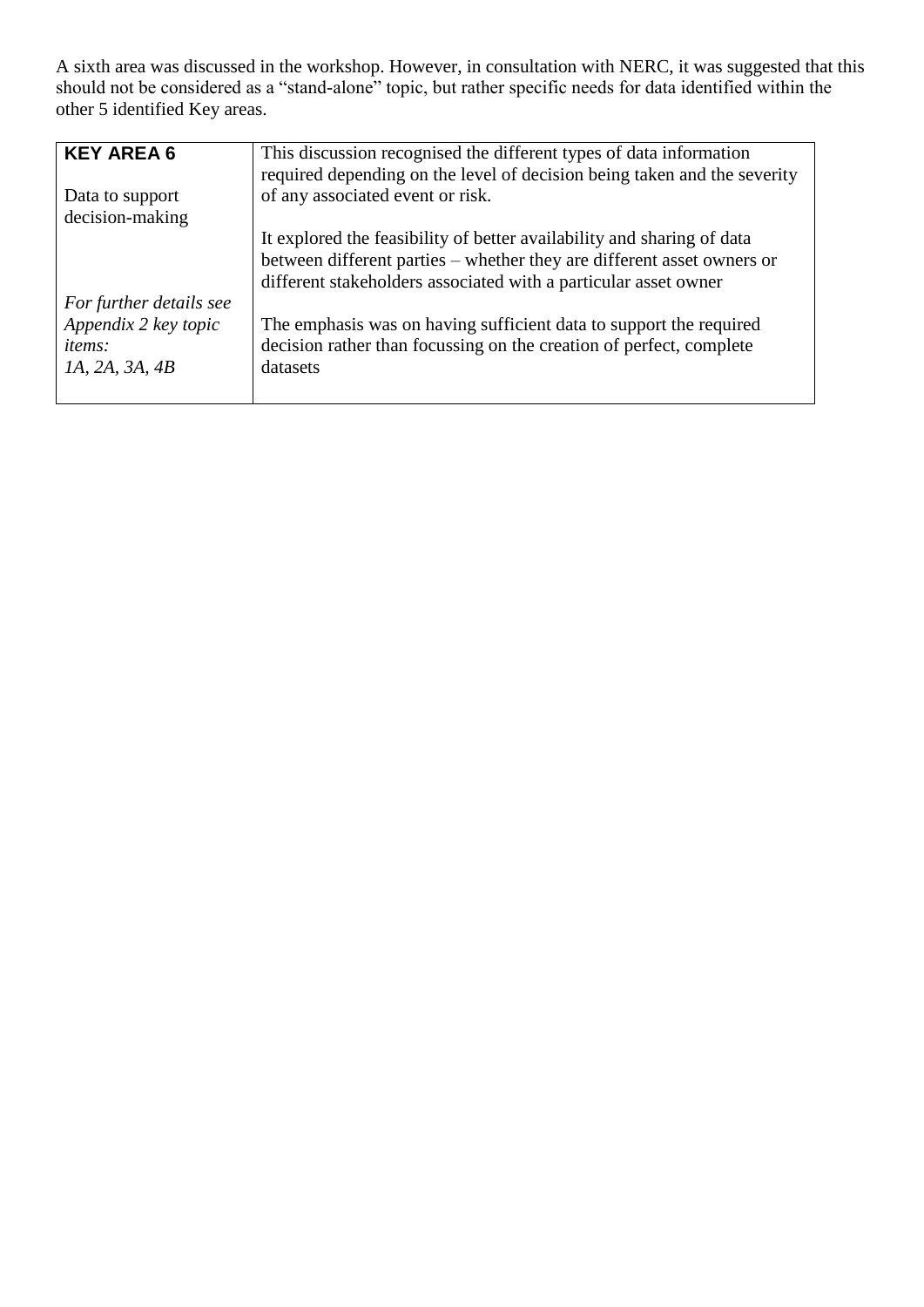A sixth area was discussed in the workshop. However, in consultation with NERC, it was suggested that this should not be considered as a "stand-alone" topic, but rather specific needs for data identified within the other 5 identified Key areas.

| **KEY AREA 6**<br><br>Data to support decision-making<br><br>*For further details see Appendix 2 key topic items:*<br>*1A, 2A, 3A, 4B* | This discussion recognised the different types of data information required depending on the level of decision being taken and the severity of any associated event or risk.<br><br>It explored the feasibility of better availability and sharing of data between different parties – whether they are different asset owners or different stakeholders associated with a particular asset owner<br><br>The emphasis was on having sufficient data to support the required decision rather than focussing on the creation of perfect, complete datasets |
|---|---|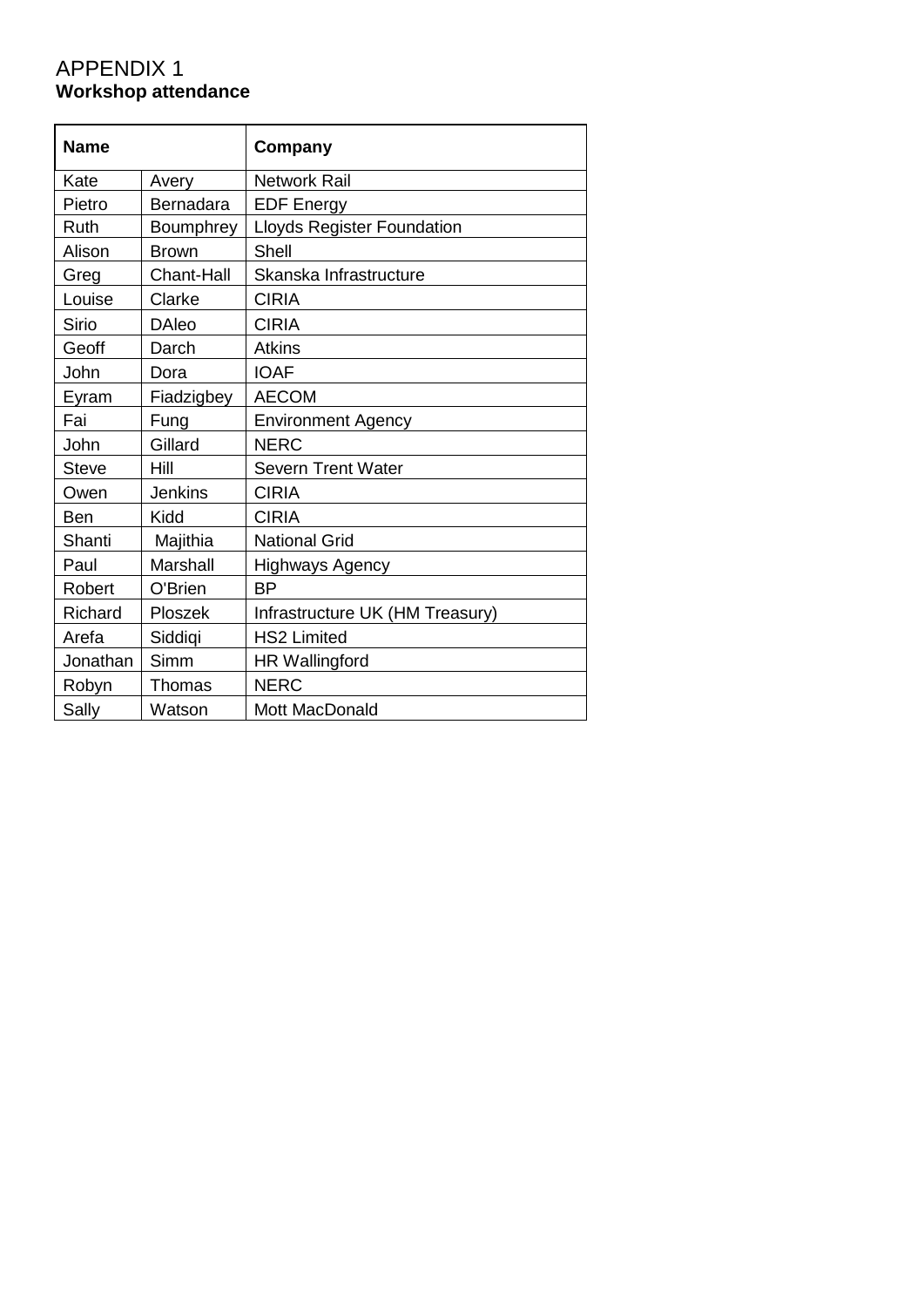# APPENDIX 1

**Workshop attendance**

| **Name** | | **Company** |
|---|---|---|
| Kate | Avery | Network Rail |
| Pietro | Bernadara | EDF Energy |
| Ruth | Boumphrey | Lloyds Register Foundation |
| Alison | Brown | Shell |
| Greg | Chant-Hall | Skanska Infrastructure |
| Louise | Clarke | CIRIA |
| Sirio | DAleo | CIRIA |
| Geoff | Darch | Atkins |
| John | Dora | IOAF |
| Eyram | Fiadzigbey | AECOM |
| Fai | Fung | Environment Agency |
| John | Gillard | NERC |
| Steve | Hill | Severn Trent Water |
| Owen | Jenkins | CIRIA |
| Ben | Kidd | CIRIA |
| Shanti | Majithia | National Grid |
| Paul | Marshall | Highways Agency |
| Robert | O'Brien | BP |
| Richard | Ploszek | Infrastructure UK (HM Treasury) |
| Arefa | Siddiqi | HS2 Limited |
| Jonathan | Simm | HR Wallingford |
| Robyn | Thomas | NERC |
| Sally | Watson | Mott MacDonald |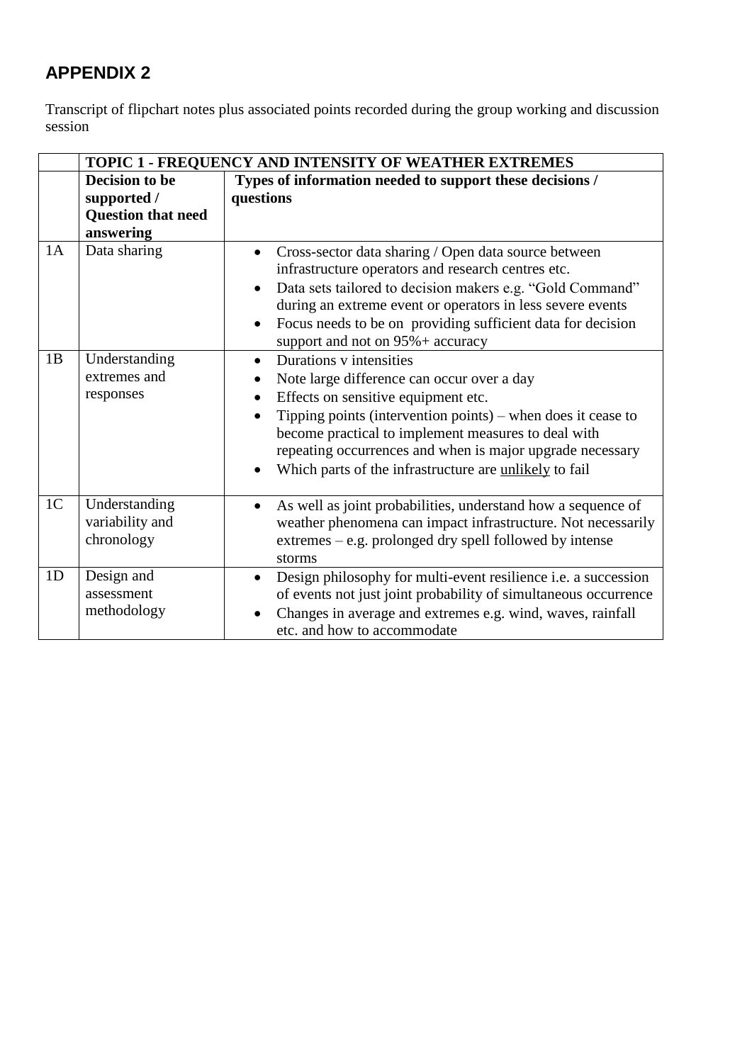## APPENDIX 2

Transcript of flipchart notes plus associated points recorded during the group working and discussion session

| | **TOPIC 1 - FREQUENCY AND INTENSITY OF WEATHER EXTREMES** | |
|---|---|---|
| | **Decision to be supported / Question that need answering** | **Types of information needed to support these decisions / questions** |
| 1A | Data sharing | • Cross-sector data sharing / Open data source between infrastructure operators and research centres etc.<br>• Data sets tailored to decision makers e.g. "Gold Command" during an extreme event or operators in less severe events<br>• Focus needs to be on providing sufficient data for decision support and not on 95%+ accuracy |
| 1B | Understanding extremes and responses | • Durations v intensities<br>• Note large difference can occur over a day<br>• Effects on sensitive equipment etc.<br>• Tipping points (intervention points) – when does it cease to become practical to implement measures to deal with repeating occurrences and when is major upgrade necessary<br>• Which parts of the infrastructure are <u>unlikely</u> to fail |
| 1C | Understanding variability and chronology | • As well as joint probabilities, understand how a sequence of weather phenomena can impact infrastructure. Not necessarily extremes – e.g. prolonged dry spell followed by intense storms |
| 1D | Design and assessment methodology | • Design philosophy for multi-event resilience i.e. a succession of events not just joint probability of simultaneous occurrence<br>• Changes in average and extremes e.g. wind, waves, rainfall etc. and how to accommodate |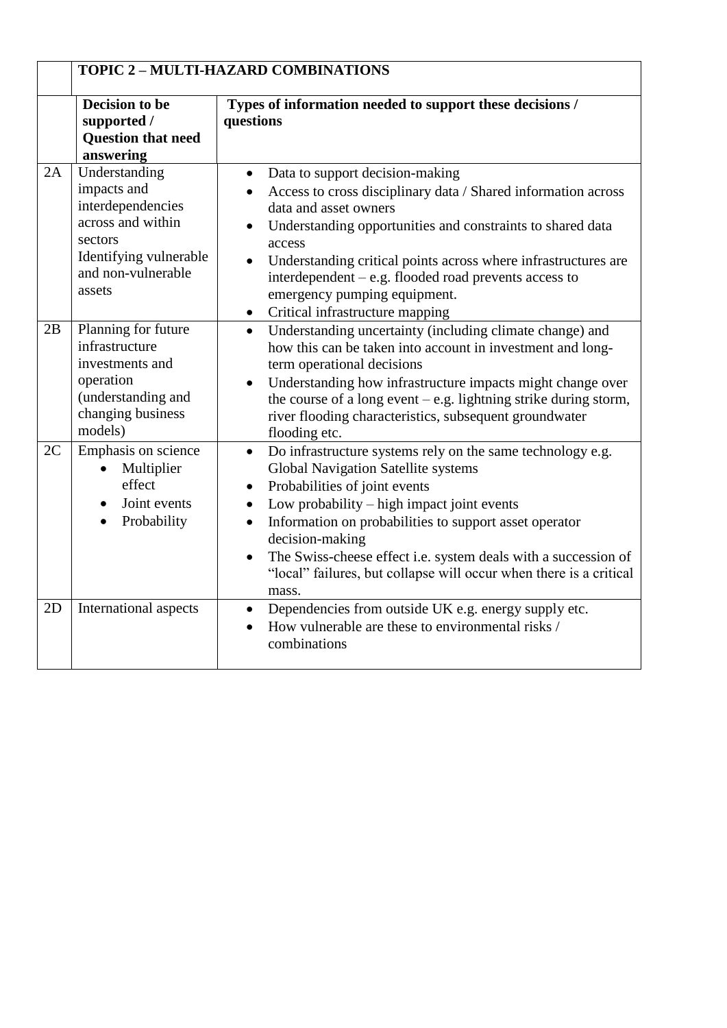| | TOPIC 2 – MULTI-HAZARD COMBINATIONS | |
|---|---|---|
| | **Decision to be supported / Question that need answering** | **Types of information needed to support these decisions / questions** |
| 2A | Understanding impacts and interdependencies across and within sectors<br>Identifying vulnerable and non-vulnerable assets | • Data to support decision-making<br>• Access to cross disciplinary data / Shared information across data and asset owners<br>• Understanding opportunities and constraints to shared data access<br>• Understanding critical points across where infrastructures are interdependent – e.g. flooded road prevents access to emergency pumping equipment.<br>• Critical infrastructure mapping |
| 2B | Planning for future infrastructure investments and operation (understanding and changing business models) | • Understanding uncertainty (including climate change) and how this can be taken into account in investment and long-term operational decisions<br>• Understanding how infrastructure impacts might change over the course of a long event – e.g. lightning strike during storm, river flooding characteristics, subsequent groundwater flooding etc. |
| 2C | Emphasis on science<br>• Multiplier effect<br>• Joint events<br>• Probability | • Do infrastructure systems rely on the same technology e.g. Global Navigation Satellite systems<br>• Probabilities of joint events<br>• Low probability – high impact joint events<br>• Information on probabilities to support asset operator decision-making<br>• The Swiss-cheese effect i.e. system deals with a succession of "local" failures, but collapse will occur when there is a critical mass. |
| 2D | International aspects | • Dependencies from outside UK e.g. energy supply etc.<br>• How vulnerable are these to environmental risks / combinations |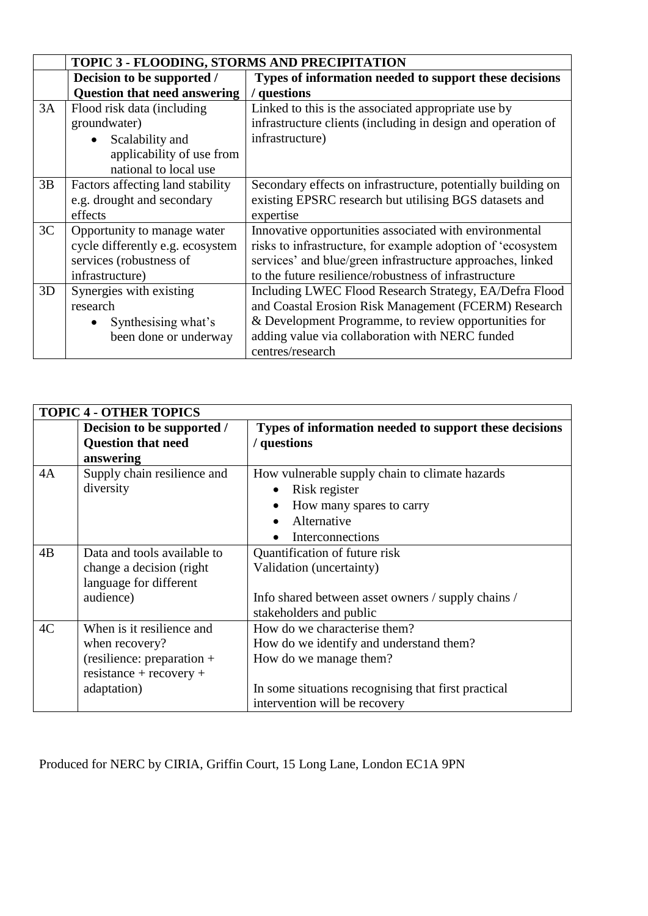| | TOPIC 3 - FLOODING, STORMS AND PRECIPITATION | |
|---|---|---|
| | **Decision to be supported / Question that need answering** | **Types of information needed to support these decisions / questions** |
| 3A | Flood risk data (including groundwater)<br>• Scalability and applicability of use from national to local use | Linked to this is the associated appropriate use by infrastructure clients (including in design and operation of infrastructure) |
| 3B | Factors affecting land stability e.g. drought and secondary effects | Secondary effects on infrastructure, potentially building on existing EPSRC research but utilising BGS datasets and expertise |
| 3C | Opportunity to manage water cycle differently e.g. ecosystem services (robustness of infrastructure) | Innovative opportunities associated with environmental risks to infrastructure, for example adoption of 'ecosystem services' and blue/green infrastructure approaches, linked to the future resilience/robustness of infrastructure |
| 3D | Synergies with existing research<br>• Synthesising what's been done or underway | Including LWEC Flood Research Strategy, EA/Defra Flood and Coastal Erosion Risk Management (FCERM) Research & Development Programme, to review opportunities for adding value via collaboration with NERC funded centres/research |

| TOPIC 4 - OTHER TOPICS | | |
|---|---|---|
| | **Decision to be supported / Question that need answering** | **Types of information needed to support these decisions / questions** |
| 4A | Supply chain resilience and diversity | How vulnerable supply chain to climate hazards<br>• Risk register<br>• How many spares to carry<br>• Alternative<br>• Interconnections |
| 4B | Data and tools available to change a decision (right language for different audience) | Quantification of future risk<br>Validation (uncertainty)<br><br>Info shared between asset owners / supply chains / stakeholders and public |
| 4C | When is it resilience and when recovery? (resilience: preparation + resistance + recovery + adaptation) | How do we characterise them?<br>How do we identify and understand them?<br>How do we manage them?<br><br>In some situations recognising that first practical intervention will be recovery |

Produced for NERC by CIRIA, Griffin Court, 15 Long Lane, London EC1A 9PN